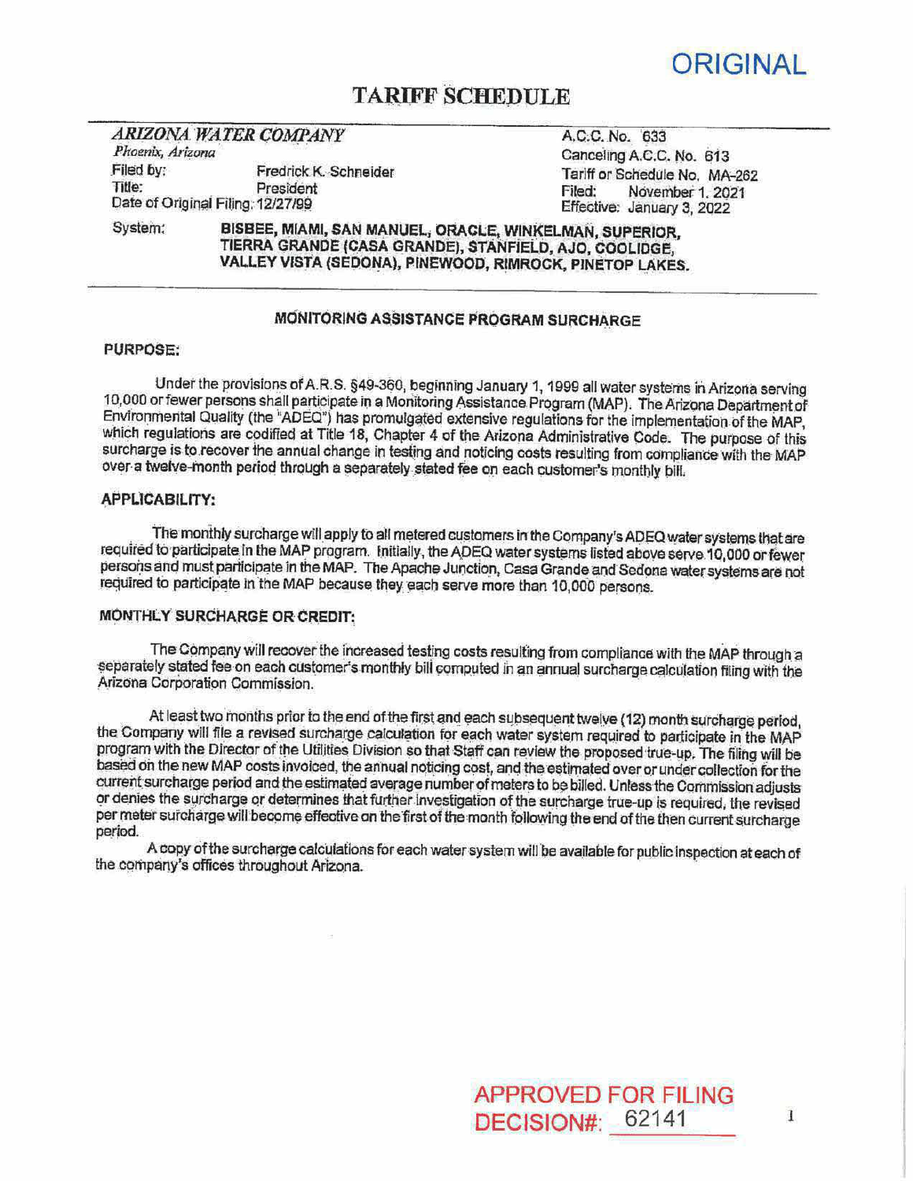ORIGINAL

# TARIFF SCHEDULE

*ARIZONA WATER COMPANY*
*Phoenix, Arizona*
Filed by: Fredrick K. Schneider
Title: President
Date of Original Filing: 12/27/99

A.C.C. No. 633
Canceling A.C.C. No. 613
Tariff or Schedule No. MA-262
Filed: November 1, 2021
Effective: January 3, 2022

System: **BISBEE, MIAMI, SAN MANUEL, ORACLE, WINKELMAN, SUPERIOR, TIERRA GRANDE (CASA GRANDE), STANFIELD, AJO, COOLIDGE, VALLEY VISTA (SEDONA), PINEWOOD, RIMROCK, PINETOP LAKES.**

## MONITORING ASSISTANCE PROGRAM SURCHARGE

### PURPOSE:

Under the provisions of A.R.S. §49-360, beginning January 1, 1999 all water systems in Arizona serving 10,000 or fewer persons shall participate in a Monitoring Assistance Program (MAP). The Arizona Department of Environmental Quality (the "ADEQ") has promulgated extensive regulations for the implementation of the MAP, which regulations are codified at Title 18, Chapter 4 of the Arizona Administrative Code. The purpose of this surcharge is to recover the annual change in testing and noticing costs resulting from compliance with the MAP over a twelve-month period through a separately stated fee on each customer's monthly bill.

### APPLICABILITY:

The monthly surcharge will apply to all metered customers in the Company's ADEQ water systems that are required to participate in the MAP program. Initially, the ADEQ water systems listed above serve 10,000 or fewer persons and must participate in the MAP. The Apache Junction, Casa Grande and Sedona water systems are not required to participate in the MAP because they each serve more than 10,000 persons.

### MONTHLY SURCHARGE OR CREDIT:

The Company will recover the increased testing costs resulting from compliance with the MAP through a separately stated fee on each customer's monthly bill computed in an annual surcharge calculation filing with the Arizona Corporation Commission.

At least two months prior to the end of the first and each subsequent twelve (12) month surcharge period, the Company will file a revised surcharge calculation for each water system required to participate in the MAP program with the Director of the Utilities Division so that Staff can review the proposed true-up. The filing will be based on the new MAP costs invoiced, the annual noticing cost, and the estimated over or under collection for the current surcharge period and the estimated average number of meters to be billed. Unless the Commission adjusts or denies the surcharge or determines that further investigation of the surcharge true-up is required, the revised per meter surcharge will become effective on the first of the month following the end of the then current surcharge period.

A copy of the surcharge calculations for each water system will be available for public inspection at each of the company's offices throughout Arizona.

APPROVED FOR FILING
DECISION#: 62141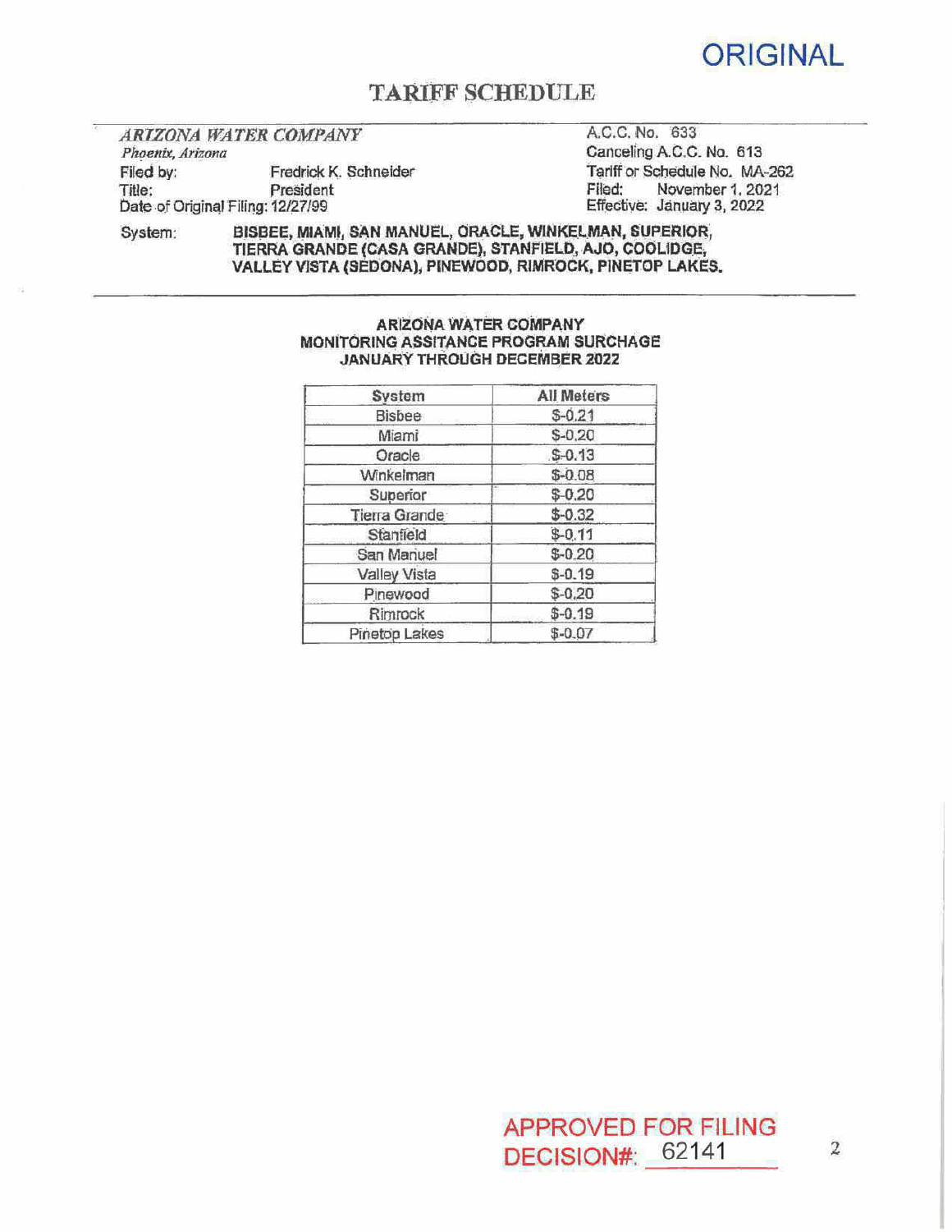ORIGINAL

# TARIFF SCHEDULE

*ARIZONA WATER COMPANY*
*Phoenix, Arizona*

Filed by: Fredrick K. Schneider
Title: President
Date of Original Filing: 12/27/99

A.C.C. No. 633
Canceling A.C.C. No. 613
Tariff or Schedule No. MA-262
Filed: November 1, 2021
Effective: January 3, 2022

System: **BISBEE, MIAMI, SAN MANUEL, ORACLE, WINKELMAN, SUPERIOR, TIERRA GRANDE (CASA GRANDE), STANFIELD, AJO, COOLIDGE, VALLEY VISTA (SEDONA), PINEWOOD, RIMROCK, PINETOP LAKES.**

**ARIZONA WATER COMPANY**
**MONITORING ASSITANCE PROGRAM SURCHAGE**
**JANUARY THROUGH DECEMBER 2022**

| System | All Meters |
|---|---|
| Bisbee | $-0.21 |
| Miami | $-0.20 |
| Oracle | $-0.13 |
| Winkelman | $-0.08 |
| Superior | $-0.20 |
| Tierra Grande | $-0.32 |
| Stanfield | $-0.11 |
| San Manuel | $-0.20 |
| Valley Vista | $-0.19 |
| Pinewood | $-0.20 |
| Rimrock | $-0.19 |
| Pinetop Lakes | $-0.07 |

APPROVED FOR FILING
DECISION#: 62141